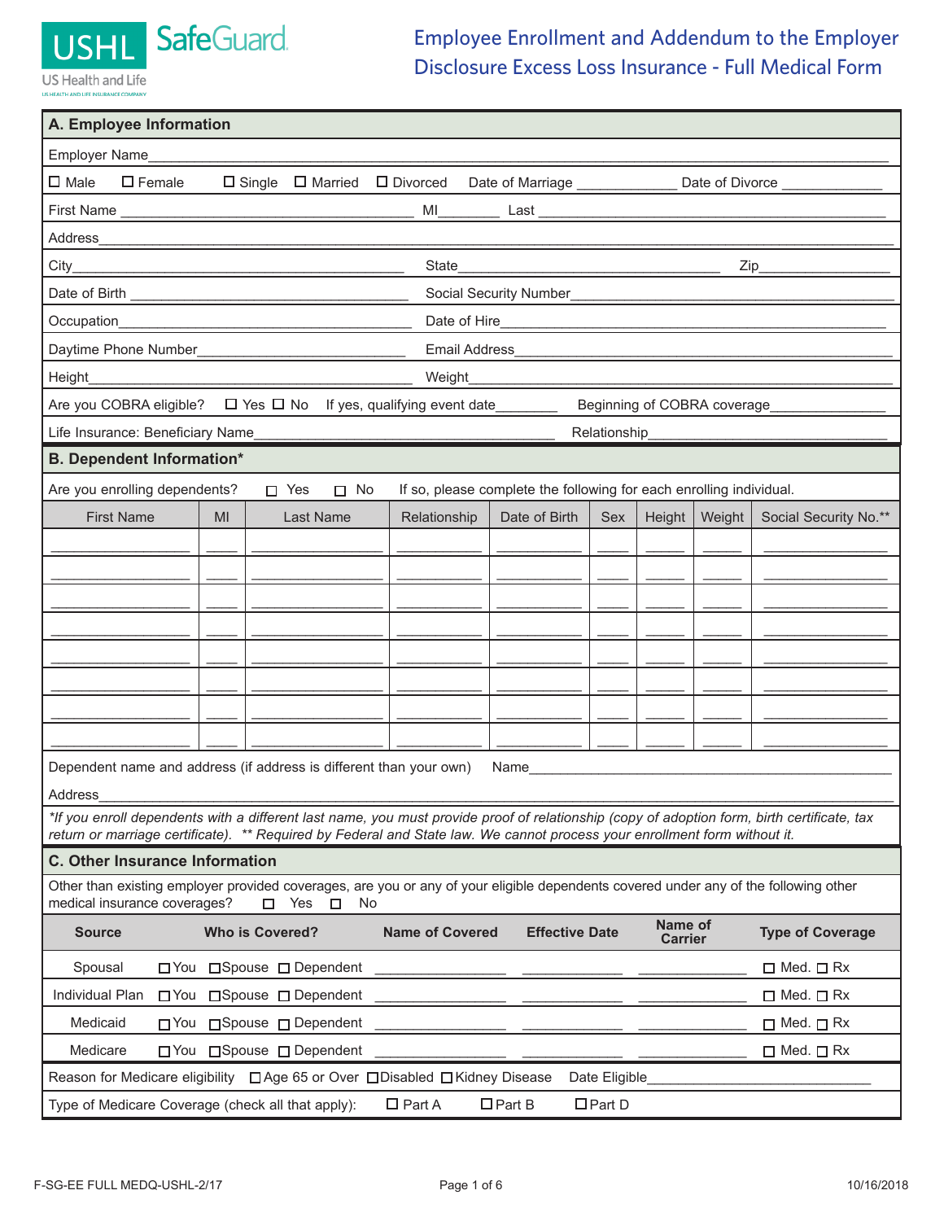USHL SafeGuard

US Health and Life

# Employee Enrollment and Addendum to the Employer Disclosure Excess Loss Insurance - Full Medical Form

## A. Employee Information

Employer Name\_\_\_\_\_\_\_\_\_\_\_\_\_\_\_\_\_\_\_\_\_\_\_\_\_\_\_\_\_\_\_\_\_\_\_\_\_\_\_\_

☐ Male ☐ Female ☐ Single ☐ Married ☐ Divorced Date of Marriage \_\_\_\_\_\_\_\_\_\_ Date of Divorce \_\_\_\_\_\_\_\_\_\_

First Name \_\_\_\_\_\_\_\_\_\_\_\_\_\_\_\_\_\_\_\_ MI\_\_\_\_\_\_ Last \_\_\_\_\_\_\_\_\_\_\_\_\_\_\_\_\_\_\_\_

Address\_\_\_\_\_\_\_\_\_\_\_\_\_\_\_\_\_\_\_\_\_\_\_\_\_\_\_\_\_\_\_\_\_\_\_\_\_\_\_\_

City\_\_\_\_\_\_\_\_\_\_\_\_\_\_\_\_\_\_\_\_ State\_\_\_\_\_\_\_\_\_\_\_\_\_\_\_\_\_\_\_\_ Zip\_\_\_\_\_\_\_\_\_\_

Date of Birth \_\_\_\_\_\_\_\_\_\_\_\_\_\_\_\_\_\_\_\_ Social Security Number\_\_\_\_\_\_\_\_\_\_\_\_\_\_\_\_\_\_\_\_

Occupation\_\_\_\_\_\_\_\_\_\_\_\_\_\_\_\_\_\_\_\_ Date of Hire\_\_\_\_\_\_\_\_\_\_\_\_\_\_\_\_\_\_\_\_

Daytime Phone Number\_\_\_\_\_\_\_\_\_\_\_\_\_\_\_\_\_\_\_\_ Email Address\_\_\_\_\_\_\_\_\_\_\_\_\_\_\_\_\_\_\_\_

Height\_\_\_\_\_\_\_\_\_\_\_\_\_\_\_\_\_\_\_\_ Weight\_\_\_\_\_\_\_\_\_\_\_\_\_\_\_\_\_\_\_\_

Are you COBRA eligible? ☐ Yes ☐ No If yes, qualifying event date\_\_\_\_\_\_\_\_ Beginning of COBRA coverage\_\_\_\_\_\_\_\_\_\_

Life Insurance: Beneficiary Name\_\_\_\_\_\_\_\_\_\_\_\_\_\_\_\_\_\_\_\_ Relationship\_\_\_\_\_\_\_\_\_\_\_\_\_\_\_\_\_\_\_\_

## B. Dependent Information*

Are you enrolling dependents? ☐ Yes ☐ No If so, please complete the following for each enrolling individual.

| First Name | MI | Last Name | Relationship | Date of Birth | Sex | Height | Weight | Social Security No.** |
|---|---|---|---|---|---|---|---|---|
| | | | | | | | | |
| | | | | | | | | |
| | | | | | | | | |
| | | | | | | | | |
| | | | | | | | | |
| | | | | | | | | |
| | | | | | | | | |
| | | | | | | | | |

Dependent name and address (if address is different than your own) Name\_\_\_\_\_\_\_\_\_\_\_\_\_\_\_\_\_\_\_\_

Address\_\_\_\_\_\_\_\_\_\_\_\_\_\_\_\_\_\_\_\_\_\_\_\_\_\_\_\_\_\_\_\_\_\_\_\_\_\_\_\_

*\*If you enroll dependents with a different last name, you must provide proof of relationship (copy of adoption form, birth certificate, tax return or marriage certificate). \*\* Required by Federal and State law. We cannot process your enrollment form without it.*

## C. Other Insurance Information

Other than existing employer provided coverages, are you or any of your eligible dependents covered under any of the following other medical insurance coverages? ☐ Yes ☐ No

| Source | Who is Covered? | Name of Covered | Effective Date | Name of Carrier | Type of Coverage |
|---|---|---|---|---|---|
| Spousal | ☐You ☐Spouse ☐ Dependent | | | | ☐ Med. ☐ Rx |
| Individual Plan | ☐You ☐Spouse ☐ Dependent | | | | ☐ Med. ☐ Rx |
| Medicaid | ☐You ☐Spouse ☐ Dependent | | | | ☐ Med. ☐ Rx |
| Medicare | ☐You ☐Spouse ☐ Dependent | | | | ☐ Med. ☐ Rx |

Reason for Medicare eligibility ☐ Age 65 or Over ☐ Disabled ☐ Kidney Disease Date Eligible\_\_\_\_\_\_\_\_\_\_\_\_\_\_\_\_\_\_\_\_

Type of Medicare Coverage (check all that apply): ☐ Part A ☐ Part B ☐ Part D

F-SG-EE FULL MEDQ-USHL-2/17 10/16/2018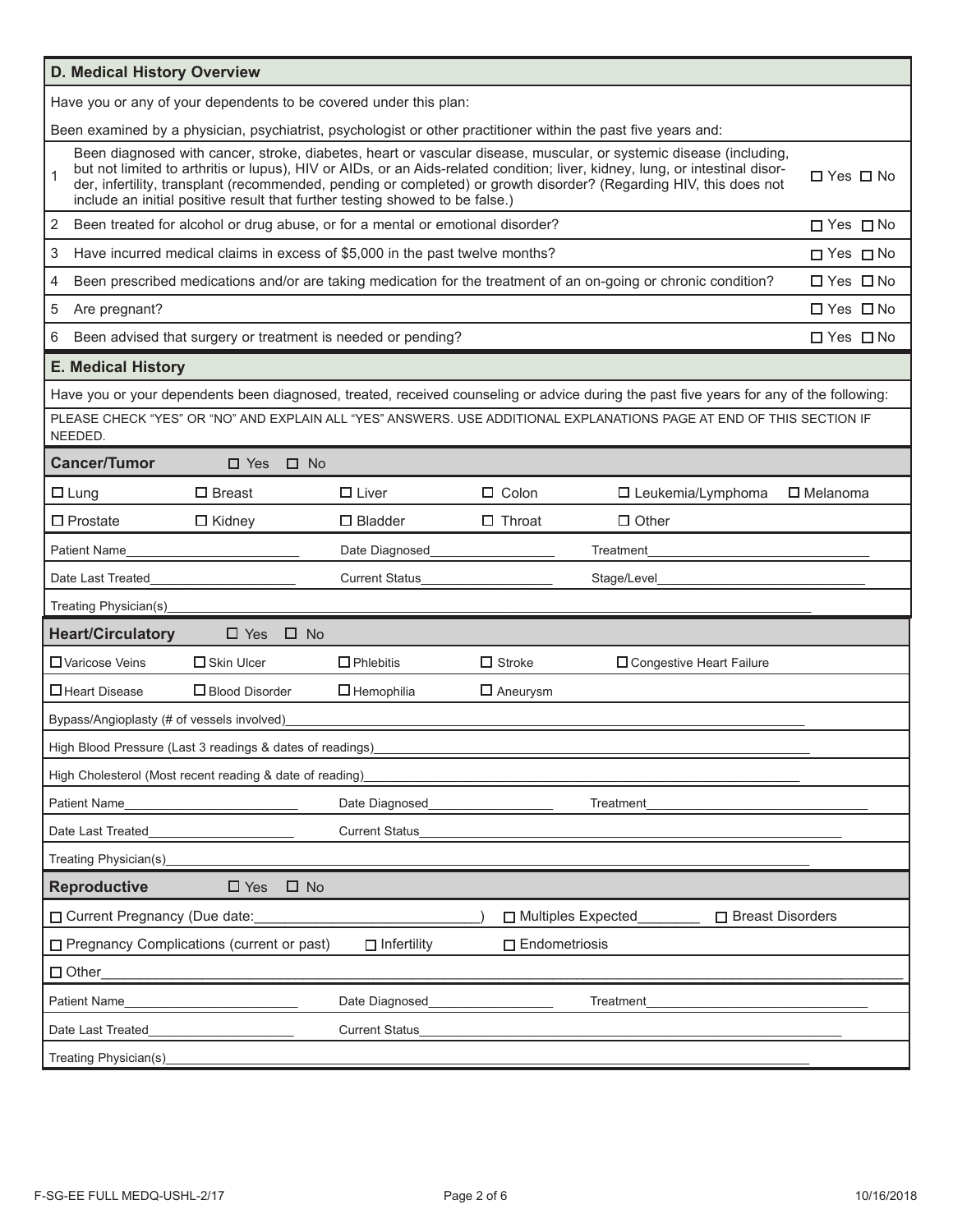## D. Medical History Overview

Have you or any of your dependents to be covered under this plan:

Been examined by a physician, psychiatrist, psychologist or other practitioner within the past five years and:

| # | Question | Answer |
|---|---|---|
| 1 | Been diagnosed with cancer, stroke, diabetes, heart or vascular disease, muscular, or systemic disease (including, but not limited to arthritis or lupus), HIV or AIDs, or an Aids-related condition; liver, kidney, lung, or intestinal disorder, infertility, transplant (recommended, pending or completed) or growth disorder? (Regarding HIV, this does not include an initial positive result that further testing showed to be false.) | ☐ Yes ☐ No |
| 2 | Been treated for alcohol or drug abuse, or for a mental or emotional disorder? | ☐ Yes ☐ No |
| 3 | Have incurred medical claims in excess of $5,000 in the past twelve months? | ☐ Yes ☐ No |
| 4 | Been prescribed medications and/or are taking medication for the treatment of an on-going or chronic condition? | ☐ Yes ☐ No |
| 5 | Are pregnant? | ☐ Yes ☐ No |
| 6 | Been advised that surgery or treatment is needed or pending? | ☐ Yes ☐ No |

## E. Medical History

Have you or your dependents been diagnosed, treated, received counseling or advice during the past five years for any of the following:

PLEASE CHECK "YES" OR "NO" AND EXPLAIN ALL "YES" ANSWERS. USE ADDITIONAL EXPLANATIONS PAGE AT END OF THIS SECTION IF NEEDED.

### Cancer/Tumor ☐ Yes ☐ No

| | | | | | |
|---|---|---|---|---|---|
| ☐ Lung | ☐ Breast | ☐ Liver | ☐ Colon | ☐ Leukemia/Lymphoma | ☐ Melanoma |
| ☐ Prostate | ☐ Kidney | ☐ Bladder | ☐ Throat | ☐ Other | |

Patient Name\_\_\_\_\_\_\_\_\_\_\_\_ Date Diagnosed\_\_\_\_\_\_\_\_\_\_\_\_ Treatment\_\_\_\_\_\_\_\_\_\_\_\_

Date Last Treated\_\_\_\_\_\_\_\_\_\_\_\_ Current Status\_\_\_\_\_\_\_\_\_\_\_\_ Stage/Level\_\_\_\_\_\_\_\_\_\_\_\_

Treating Physician(s)\_\_\_\_\_\_\_\_\_\_\_\_

### Heart/Circulatory ☐ Yes ☐ No

| | | | | |
|---|---|---|---|---|
| ☐ Varicose Veins | ☐ Skin Ulcer | ☐ Phlebitis | ☐ Stroke | ☐ Congestive Heart Failure |
| ☐ Heart Disease | ☐ Blood Disorder | ☐ Hemophilia | ☐ Aneurysm | |

Bypass/Angioplasty (# of vessels involved)\_\_\_\_\_\_\_\_\_\_\_\_

High Blood Pressure (Last 3 readings & dates of readings)\_\_\_\_\_\_\_\_\_\_\_\_

High Cholesterol (Most recent reading & date of reading)\_\_\_\_\_\_\_\_\_\_\_\_

Patient Name\_\_\_\_\_\_\_\_\_\_\_\_ Date Diagnosed\_\_\_\_\_\_\_\_\_\_\_\_ Treatment\_\_\_\_\_\_\_\_\_\_\_\_

Date Last Treated\_\_\_\_\_\_\_\_\_\_\_\_ Current Status\_\_\_\_\_\_\_\_\_\_\_\_

Treating Physician(s)\_\_\_\_\_\_\_\_\_\_\_\_

### Reproductive ☐ Yes ☐ No

☐ Current Pregnancy (Due date:\_\_\_\_\_\_\_\_\_\_\_\_) ☐ Multiples Expected\_\_\_\_\_\_ ☐ Breast Disorders

☐ Pregnancy Complications (current or past) ☐ Infertility ☐ Endometriosis

☐ Other\_\_\_\_\_\_\_\_\_\_\_\_

Patient Name\_\_\_\_\_\_\_\_\_\_\_\_ Date Diagnosed\_\_\_\_\_\_\_\_\_\_\_\_ Treatment\_\_\_\_\_\_\_\_\_\_\_\_

Date Last Treated\_\_\_\_\_\_\_\_\_\_\_\_ Current Status\_\_\_\_\_\_\_\_\_\_\_\_

Treating Physician(s)\_\_\_\_\_\_\_\_\_\_\_\_

F-SG-EE FULL MEDQ-USHL-2/17 10/16/2018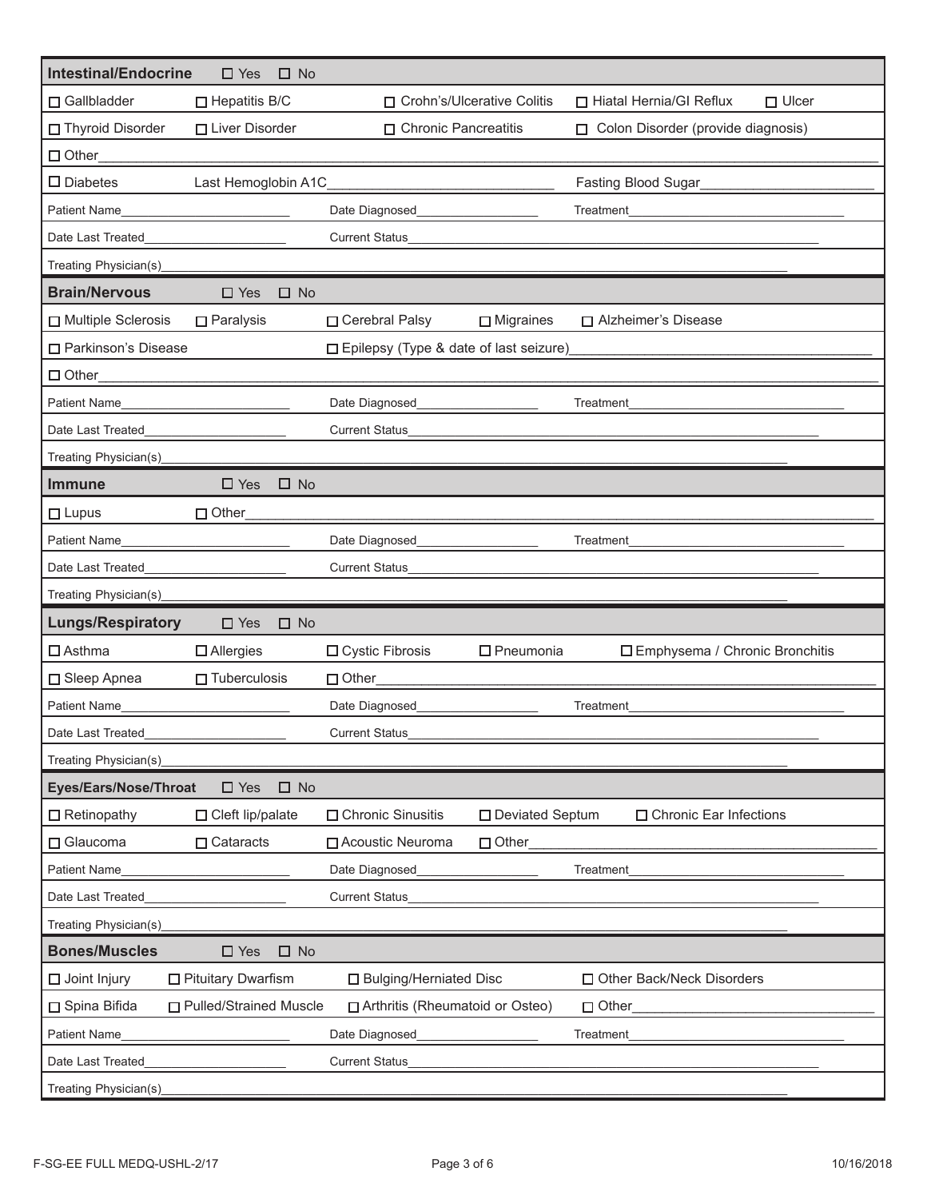## Intestinal/Endocrine ☐ Yes ☐ No

☐ Gallbladder ☐ Hepatitis B/C ☐ Crohn's/Ulcerative Colitis ☐ Hiatal Hernia/GI Reflux ☐ Ulcer

☐ Thyroid Disorder ☐ Liver Disorder ☐ Chronic Pancreatitis ☐ Colon Disorder (provide diagnosis)

☐ Other\_\_\_\_\_\_\_\_\_\_\_\_\_\_\_\_\_\_\_\_\_\_\_\_\_\_\_\_\_\_\_\_\_\_\_\_\_\_\_\_

☐ Diabetes Last Hemoglobin A1C\_\_\_\_\_\_\_\_\_\_\_\_\_\_\_\_\_\_\_\_ Fasting Blood Sugar\_\_\_\_\_\_\_\_\_\_\_\_\_\_\_\_\_\_\_\_

Patient Name\_\_\_\_\_\_\_\_\_\_\_\_\_\_\_\_\_\_\_\_ Date Diagnosed\_\_\_\_\_\_\_\_\_\_\_\_\_\_\_\_\_\_\_\_ Treatment\_\_\_\_\_\_\_\_\_\_\_\_\_\_\_\_\_\_\_\_

Date Last Treated\_\_\_\_\_\_\_\_\_\_\_\_\_\_\_\_\_\_\_\_ Current Status\_\_\_\_\_\_\_\_\_\_\_\_\_\_\_\_\_\_\_\_

Treating Physician(s)\_\_\_\_\_\_\_\_\_\_\_\_\_\_\_\_\_\_\_\_\_\_\_\_\_\_\_\_\_\_\_\_\_\_\_\_\_\_\_\_

## Brain/Nervous ☐ Yes ☐ No

☐ Multiple Sclerosis ☐ Paralysis ☐ Cerebral Palsy ☐ Migraines ☐ Alzheimer's Disease

☐ Parkinson's Disease ☐ Epilepsy (Type & date of last seizure)\_\_\_\_\_\_\_\_\_\_\_\_\_\_\_\_\_\_\_\_

☐ Other\_\_\_\_\_\_\_\_\_\_\_\_\_\_\_\_\_\_\_\_\_\_\_\_\_\_\_\_\_\_\_\_\_\_\_\_\_\_\_\_

Patient Name\_\_\_\_\_\_\_\_\_\_\_\_\_\_\_\_\_\_\_\_ Date Diagnosed\_\_\_\_\_\_\_\_\_\_\_\_\_\_\_\_\_\_\_\_ Treatment\_\_\_\_\_\_\_\_\_\_\_\_\_\_\_\_\_\_\_\_

Date Last Treated\_\_\_\_\_\_\_\_\_\_\_\_\_\_\_\_\_\_\_\_ Current Status\_\_\_\_\_\_\_\_\_\_\_\_\_\_\_\_\_\_\_\_

Treating Physician(s)\_\_\_\_\_\_\_\_\_\_\_\_\_\_\_\_\_\_\_\_\_\_\_\_\_\_\_\_\_\_\_\_\_\_\_\_\_\_\_\_

## Immune ☐ Yes ☐ No

☐ Lupus ☐ Other\_\_\_\_\_\_\_\_\_\_\_\_\_\_\_\_\_\_\_\_\_\_\_\_\_\_\_\_\_\_\_\_\_\_\_\_\_\_\_\_

Patient Name\_\_\_\_\_\_\_\_\_\_\_\_\_\_\_\_\_\_\_\_ Date Diagnosed\_\_\_\_\_\_\_\_\_\_\_\_\_\_\_\_\_\_\_\_ Treatment\_\_\_\_\_\_\_\_\_\_\_\_\_\_\_\_\_\_\_\_

Date Last Treated\_\_\_\_\_\_\_\_\_\_\_\_\_\_\_\_\_\_\_\_ Current Status\_\_\_\_\_\_\_\_\_\_\_\_\_\_\_\_\_\_\_\_

Treating Physician(s)\_\_\_\_\_\_\_\_\_\_\_\_\_\_\_\_\_\_\_\_\_\_\_\_\_\_\_\_\_\_\_\_\_\_\_\_\_\_\_\_

## Lungs/Respiratory ☐ Yes ☐ No

☐ Asthma ☐ Allergies ☐ Cystic Fibrosis ☐ Pneumonia ☐ Emphysema / Chronic Bronchitis

☐ Sleep Apnea ☐ Tuberculosis ☐ Other\_\_\_\_\_\_\_\_\_\_\_\_\_\_\_\_\_\_\_\_\_\_\_\_\_\_\_\_\_\_\_\_\_\_\_\_\_\_\_\_

Patient Name\_\_\_\_\_\_\_\_\_\_\_\_\_\_\_\_\_\_\_\_ Date Diagnosed\_\_\_\_\_\_\_\_\_\_\_\_\_\_\_\_\_\_\_\_ Treatment\_\_\_\_\_\_\_\_\_\_\_\_\_\_\_\_\_\_\_\_

Date Last Treated\_\_\_\_\_\_\_\_\_\_\_\_\_\_\_\_\_\_\_\_ Current Status\_\_\_\_\_\_\_\_\_\_\_\_\_\_\_\_\_\_\_\_

Treating Physician(s)\_\_\_\_\_\_\_\_\_\_\_\_\_\_\_\_\_\_\_\_\_\_\_\_\_\_\_\_\_\_\_\_\_\_\_\_\_\_\_\_

## Eyes/Ears/Nose/Throat ☐ Yes ☐ No

☐ Retinopathy ☐ Cleft lip/palate ☐ Chronic Sinusitis ☐ Deviated Septum ☐ Chronic Ear Infections

☐ Glaucoma ☐ Cataracts ☐ Acoustic Neuroma ☐ Other\_\_\_\_\_\_\_\_\_\_\_\_\_\_\_\_\_\_\_\_

Patient Name\_\_\_\_\_\_\_\_\_\_\_\_\_\_\_\_\_\_\_\_ Date Diagnosed\_\_\_\_\_\_\_\_\_\_\_\_\_\_\_\_\_\_\_\_ Treatment\_\_\_\_\_\_\_\_\_\_\_\_\_\_\_\_\_\_\_\_

Date Last Treated\_\_\_\_\_\_\_\_\_\_\_\_\_\_\_\_\_\_\_\_ Current Status\_\_\_\_\_\_\_\_\_\_\_\_\_\_\_\_\_\_\_\_

Treating Physician(s)\_\_\_\_\_\_\_\_\_\_\_\_\_\_\_\_\_\_\_\_\_\_\_\_\_\_\_\_\_\_\_\_\_\_\_\_\_\_\_\_

## Bones/Muscles ☐ Yes ☐ No

☐ Joint Injury ☐ Pituitary Dwarfism ☐ Bulging/Herniated Disc ☐ Other Back/Neck Disorders

☐ Spina Bifida ☐ Pulled/Strained Muscle ☐ Arthritis (Rheumatoid or Osteo) ☐ Other\_\_\_\_\_\_\_\_\_\_\_\_\_\_\_\_\_\_\_\_

Patient Name\_\_\_\_\_\_\_\_\_\_\_\_\_\_\_\_\_\_\_\_ Date Diagnosed\_\_\_\_\_\_\_\_\_\_\_\_\_\_\_\_\_\_\_\_ Treatment\_\_\_\_\_\_\_\_\_\_\_\_\_\_\_\_\_\_\_\_

Date Last Treated\_\_\_\_\_\_\_\_\_\_\_\_\_\_\_\_\_\_\_\_ Current Status\_\_\_\_\_\_\_\_\_\_\_\_\_\_\_\_\_\_\_\_

Treating Physician(s)\_\_\_\_\_\_\_\_\_\_\_\_\_\_\_\_\_\_\_\_\_\_\_\_\_\_\_\_\_\_\_\_\_\_\_\_\_\_\_\_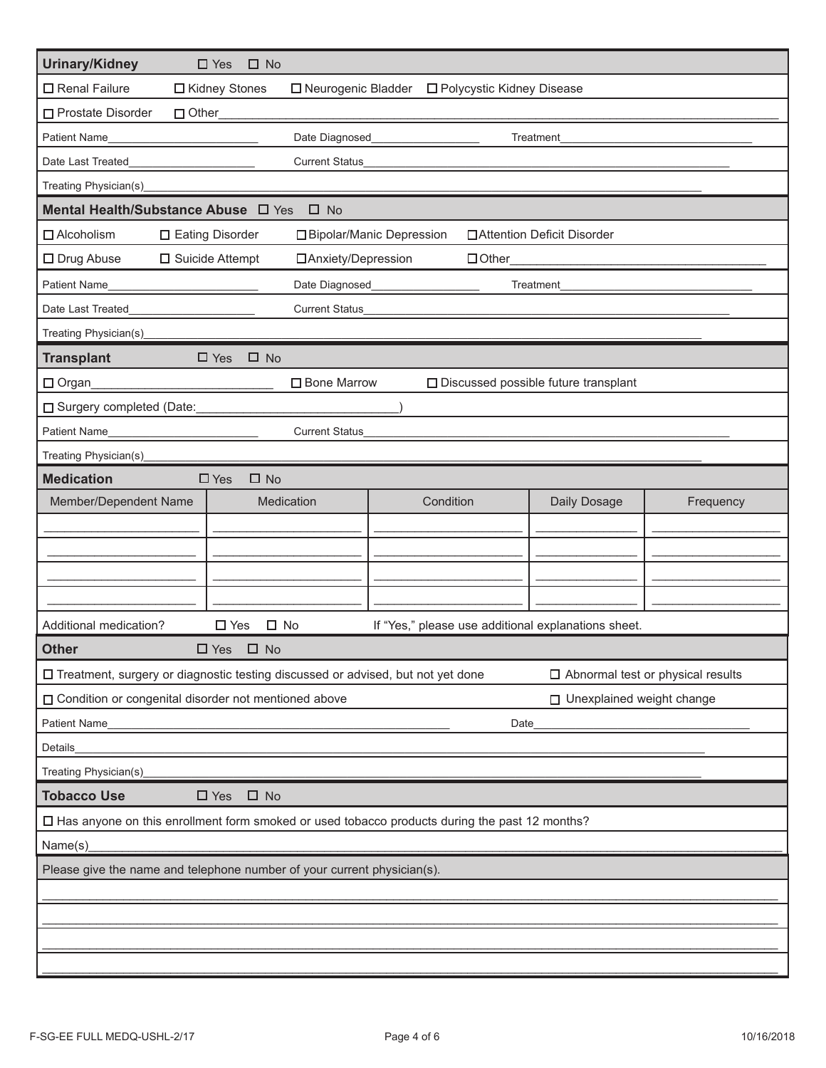**Urinary/Kidney** ☐ Yes ☐ No

☐ Renal Failure ☐ Kidney Stones ☐ Neurogenic Bladder ☐ Polycystic Kidney Disease

☐ Prostate Disorder ☐ Other_______________

Patient Name_______________ Date Diagnosed_______________ Treatment_______________

Date Last Treated_______________ Current Status_______________

Treating Physician(s)_______________

**Mental Health/Substance Abuse** ☐ Yes ☐ No

☐ Alcoholism ☐ Eating Disorder ☐ Bipolar/Manic Depression ☐ Attention Deficit Disorder

☐ Drug Abuse ☐ Suicide Attempt ☐ Anxiety/Depression ☐ Other_______________

Patient Name_______________ Date Diagnosed_______________ Treatment_______________

Date Last Treated_______________ Current Status_______________

Treating Physician(s)_______________

**Transplant** ☐ Yes ☐ No

☐ Organ_______________ ☐ Bone Marrow ☐ Discussed possible future transplant

☐ Surgery completed (Date:_______________)

Patient Name_______________ Current Status_______________

Treating Physician(s)_______________

**Medication** ☐ Yes ☐ No

| Member/Dependent Name | Medication | Condition | Daily Dosage | Frequency |
|---|---|---|---|---|
| | | | | |
| | | | | |
| | | | | |
| | | | | |

Additional medication? ☐ Yes ☐ No If "Yes," please use additional explanations sheet.

**Other** ☐ Yes ☐ No

☐ Treatment, surgery or diagnostic testing discussed or advised, but not yet done ☐ Abnormal test or physical results

☐ Condition or congenital disorder not mentioned above ☐ Unexplained weight change

Patient Name_______________ Date_______________

Details_______________

Treating Physician(s)_______________

**Tobacco Use** ☐ Yes ☐ No

☐ Has anyone on this enrollment form smoked or used tobacco products during the past 12 months?

Name(s)_______________

Please give the name and telephone number of your current physician(s).

_______________

_______________

_______________

_______________

F-SG-EE FULL MEDQ-USHL-2/17 10/16/2018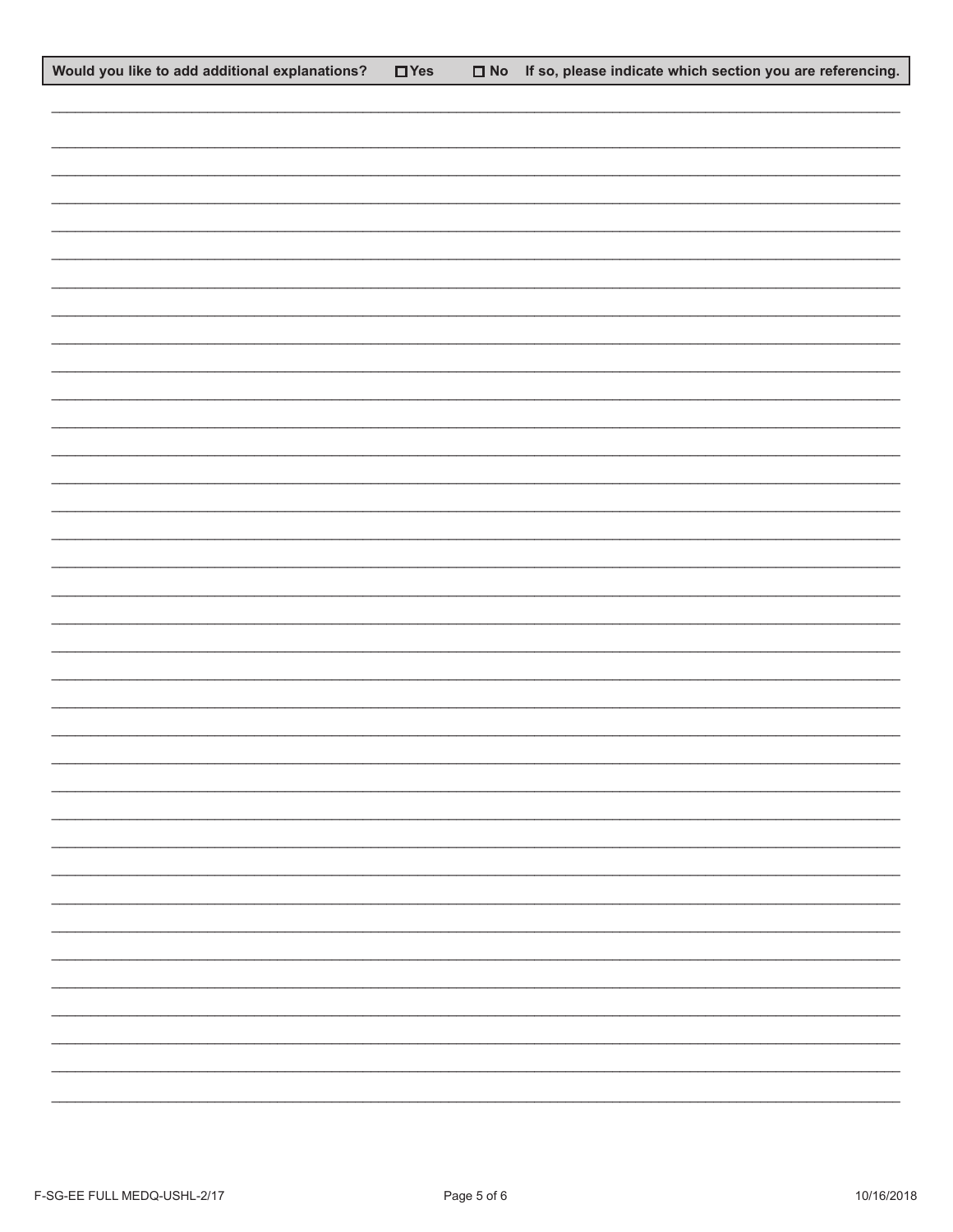**Would you like to add additional explanations?** ☐ **Yes** ☐ **No** **If so, please indicate which section you are referencing.**

\_\_\_\_\_\_\_\_\_\_\_\_\_\_\_\_\_\_\_\_\_\_\_\_\_\_\_\_\_\_\_\_\_\_\_\_\_\_\_\_\_\_\_\_\_\_\_\_\_\_\_\_\_\_\_\_\_\_\_\_\_\_\_\_\_\_\_\_\_\_\_\_\_\_\_\_\_\_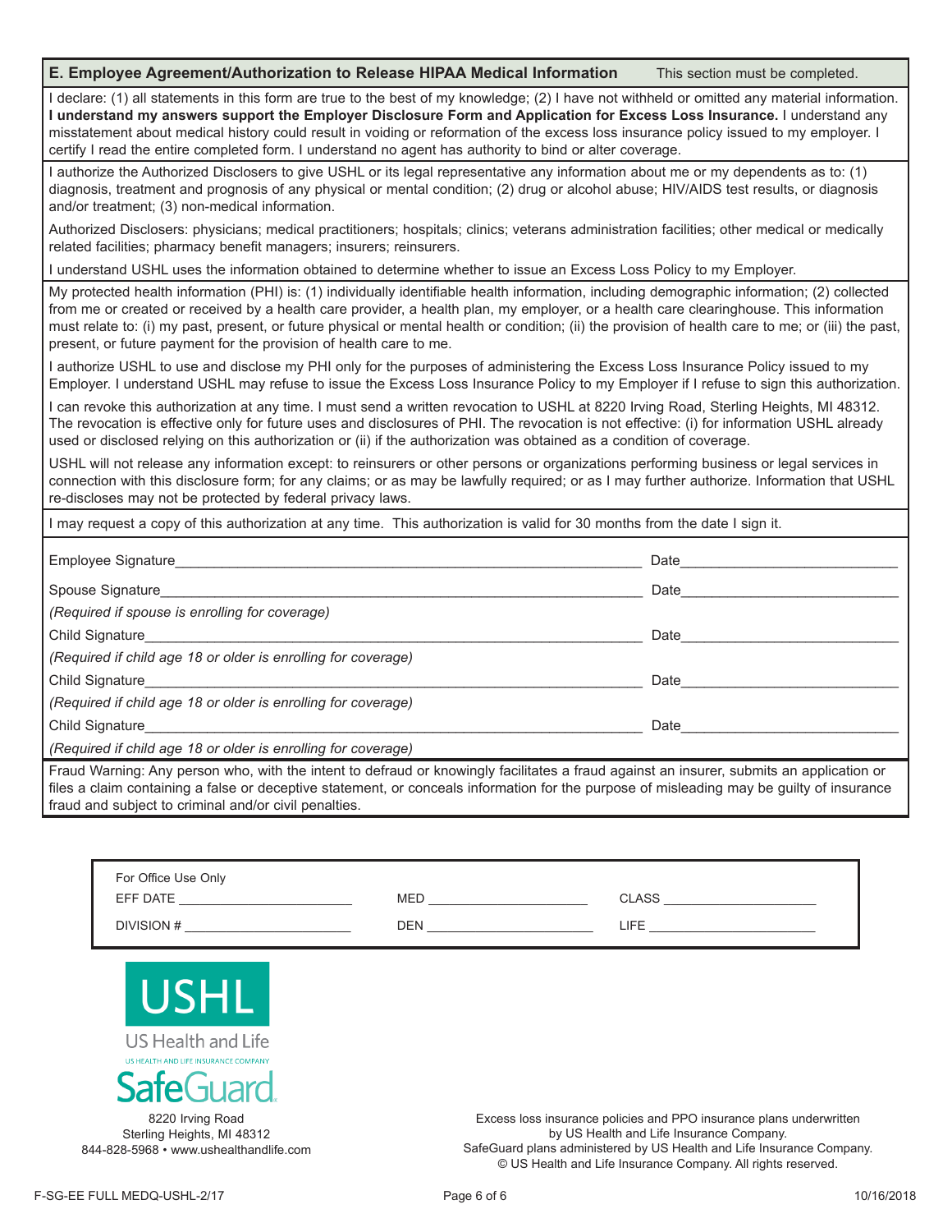## E. Employee Agreement/Authorization to Release HIPAA Medical Information

This section must be completed.

I declare: (1) all statements in this form are true to the best of my knowledge; (2) I have not withheld or omitted any material information. **I understand my answers support the Employer Disclosure Form and Application for Excess Loss Insurance.** I understand any misstatement about medical history could result in voiding or reformation of the excess loss insurance policy issued to my employer. I certify I read the entire completed form. I understand no agent has authority to bind or alter coverage.

I authorize the Authorized Disclosers to give USHL or its legal representative any information about me or my dependents as to: (1) diagnosis, treatment and prognosis of any physical or mental condition; (2) drug or alcohol abuse; HIV/AIDS test results, or diagnosis and/or treatment; (3) non-medical information.

Authorized Disclosers: physicians; medical practitioners; hospitals; clinics; veterans administration facilities; other medical or medically related facilities; pharmacy benefit managers; insurers; reinsurers.

I understand USHL uses the information obtained to determine whether to issue an Excess Loss Policy to my Employer.

My protected health information (PHI) is: (1) individually identifiable health information, including demographic information; (2) collected from me or created or received by a health care provider, a health plan, my employer, or a health care clearinghouse. This information must relate to: (i) my past, present, or future physical or mental health or condition; (ii) the provision of health care to me; or (iii) the past, present, or future payment for the provision of health care to me.

I authorize USHL to use and disclose my PHI only for the purposes of administering the Excess Loss Insurance Policy issued to my Employer. I understand USHL may refuse to issue the Excess Loss Insurance Policy to my Employer if I refuse to sign this authorization.

I can revoke this authorization at any time. I must send a written revocation to USHL at 8220 Irving Road, Sterling Heights, MI 48312. The revocation is effective only for future uses and disclosures of PHI. The revocation is not effective: (i) for information USHL already used or disclosed relying on this authorization or (ii) if the authorization was obtained as a condition of coverage.

USHL will not release any information except: to reinsurers or other persons or organizations performing business or legal services in connection with this disclosure form; for any claims; or as may be lawfully required; or as I may further authorize. Information that USHL re-discloses may not be protected by federal privacy laws.

I may request a copy of this authorization at any time. This authorization is valid for 30 months from the date I sign it.

Employee Signature_______________________________ Date_______________

Spouse Signature_______________________________ Date_______________

*(Required if spouse is enrolling for coverage)*

Child Signature_______________________________ Date_______________

*(Required if child age 18 or older is enrolling for coverage)*

Child Signature_______________________________ Date_______________

*(Required if child age 18 or older is enrolling for coverage)*

Child Signature_______________________________ Date_______________

*(Required if child age 18 or older is enrolling for coverage)*

Fraud Warning: Any person who, with the intent to defraud or knowingly facilitates a fraud against an insurer, submits an application or files a claim containing a false or deceptive statement, or conceals information for the purpose of misleading may be guilty of insurance fraud and subject to criminal and/or civil penalties.

For Office Use Only

| | | |
|---|---|---|
| EFF DATE ____________ | MED ____________ | CLASS ____________ |
| DIVISION # ____________ | DEN ____________ | LIFE ____________ |

USHL
US Health and Life
US HEALTH AND LIFE INSURANCE COMPANY
SafeGuard

8220 Irving Road
Sterling Heights, MI 48312
844-828-5968 • www.ushealthandlife.com

Excess loss insurance policies and PPO insurance plans underwritten by US Health and Life Insurance Company.
SafeGuard plans administered by US Health and Life Insurance Company.
© US Health and Life Insurance Company. All rights reserved.

F-SG-EE FULL MEDQ-USHL-2/17

10/16/2018